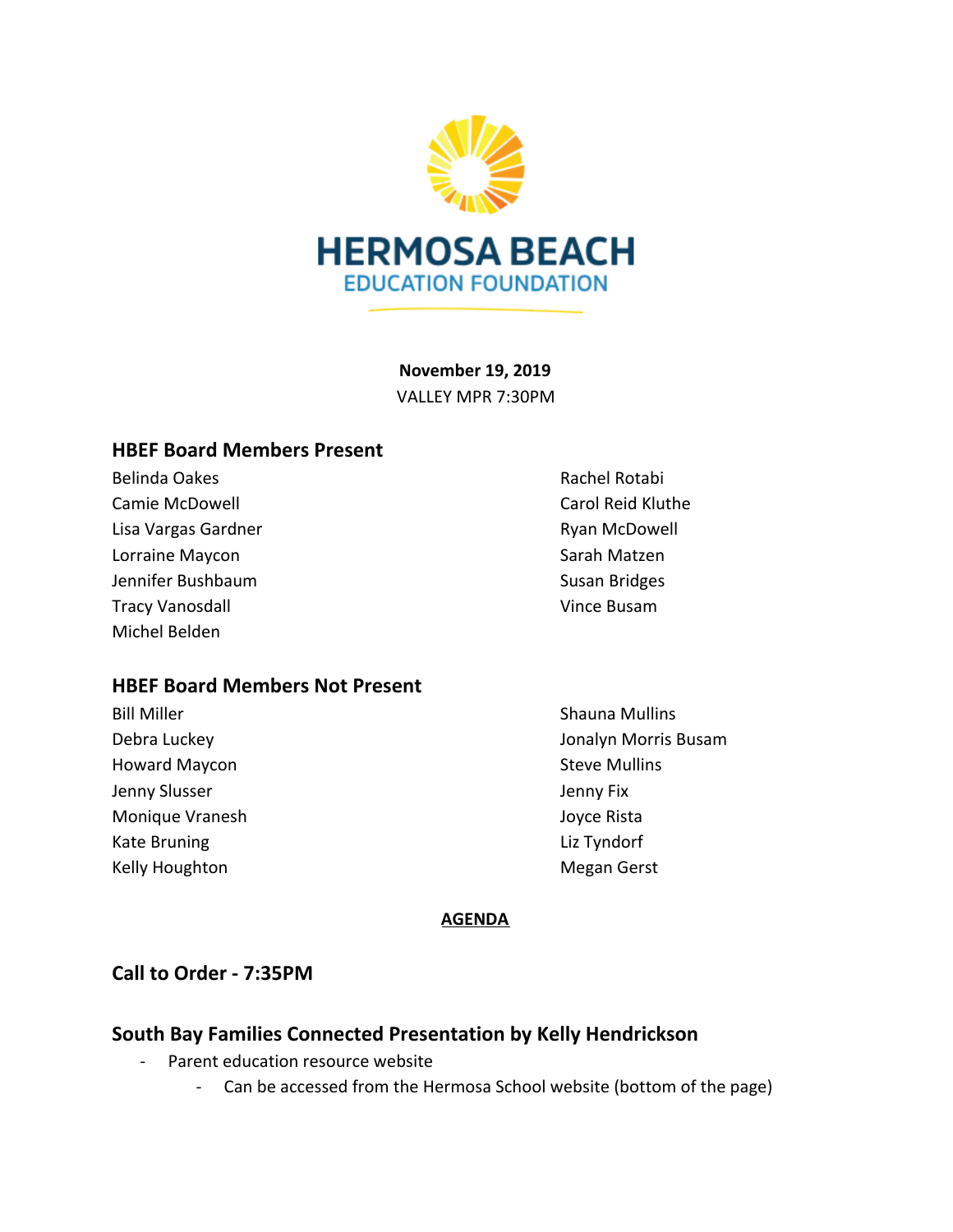# HERMOSA BEACH
## EDUCATION FOUNDATION

**November 19, 2019**
VALLEY MPR 7:30PM

## HBEF Board Members Present

Belinda Oakes
Camie McDowell
Lisa Vargas Gardner
Lorraine Maycon
Jennifer Bushbaum
Tracy Vanosdall
Michel Belden
Rachel Rotabi
Carol Reid Kluthe
Ryan McDowell
Sarah Matzen
Susan Bridges
Vince Busam

## HBEF Board Members Not Present

Bill Miller
Debra Luckey
Howard Maycon
Jenny Slusser
Monique Vranesh
Kate Bruning
Kelly Houghton
Shauna Mullins
Jonalyn Morris Busam
Steve Mullins
Jenny Fix
Joyce Rista
Liz Tyndorf
Megan Gerst

**AGENDA**

## Call to Order - 7:35PM

## South Bay Families Connected Presentation by Kelly Hendrickson

- Parent education resource website
  - Can be accessed from the Hermosa School website (bottom of the page)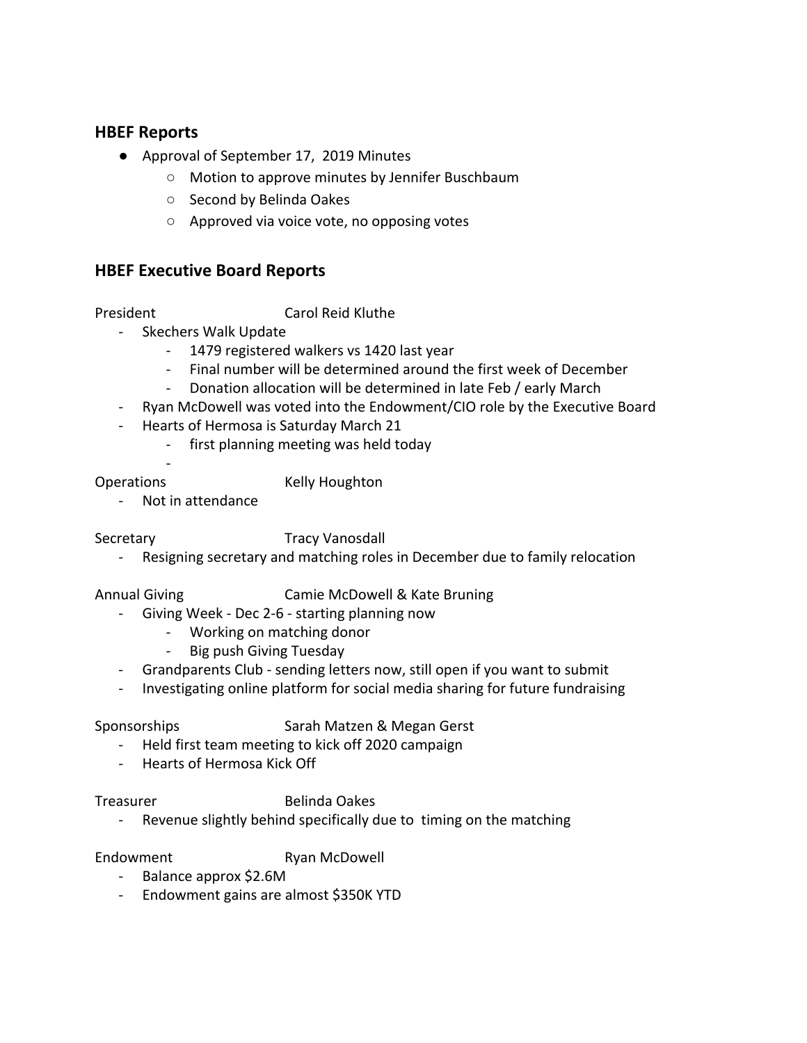## HBEF Reports

- Approval of September 17, 2019 Minutes
    - Motion to approve minutes by Jennifer Buschbaum
    - Second by Belinda Oakes
    - Approved via voice vote, no opposing votes

## HBEF Executive Board Reports

President Carol Reid Kluthe

- Skechers Walk Update
    - 1479 registered walkers vs 1420 last year
    - Final number will be determined around the first week of December
    - Donation allocation will be determined in late Feb / early March
- Ryan McDowell was voted into the Endowment/CIO role by the Executive Board
- Hearts of Hermosa is Saturday March 21
    - first planning meeting was held today
    -

Operations Kelly Houghton

- Not in attendance

Secretary Tracy Vanosdall

- Resigning secretary and matching roles in December due to family relocation

Annual Giving Camie McDowell & Kate Bruning

- Giving Week - Dec 2-6 - starting planning now
    - Working on matching donor
    - Big push Giving Tuesday
- Grandparents Club - sending letters now, still open if you want to submit
- Investigating online platform for social media sharing for future fundraising

Sponsorships Sarah Matzen & Megan Gerst

- Held first team meeting to kick off 2020 campaign
- Hearts of Hermosa Kick Off

Treasurer Belinda Oakes

- Revenue slightly behind specifically due to timing on the matching

Endowment Ryan McDowell

- Balance approx $2.6M
- Endowment gains are almost $350K YTD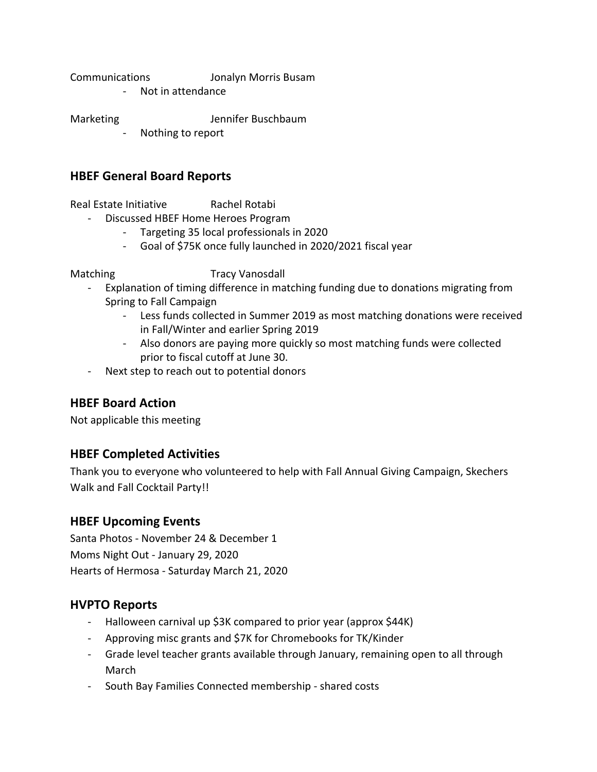Communications Jonalyn Morris Busam

- Not in attendance

Marketing Jennifer Buschbaum

- Nothing to report

## HBEF General Board Reports

Real Estate Initiative Rachel Rotabi

- Discussed HBEF Home Heroes Program
  - Targeting 35 local professionals in 2020
  - Goal of $75K once fully launched in 2020/2021 fiscal year

Matching Tracy Vanosdall

- Explanation of timing difference in matching funding due to donations migrating from Spring to Fall Campaign
  - Less funds collected in Summer 2019 as most matching donations were received in Fall/Winter and earlier Spring 2019
  - Also donors are paying more quickly so most matching funds were collected prior to fiscal cutoff at June 30.
- Next step to reach out to potential donors

## HBEF Board Action

Not applicable this meeting

## HBEF Completed Activities

Thank you to everyone who volunteered to help with Fall Annual Giving Campaign, Skechers Walk and Fall Cocktail Party!!

## HBEF Upcoming Events

Santa Photos - November 24 & December 1

Moms Night Out - January 29, 2020

Hearts of Hermosa - Saturday March 21, 2020

## HVPTO Reports

- Halloween carnival up $3K compared to prior year (approx $44K)
- Approving misc grants and $7K for Chromebooks for TK/Kinder
- Grade level teacher grants available through January, remaining open to all through March
- South Bay Families Connected membership - shared costs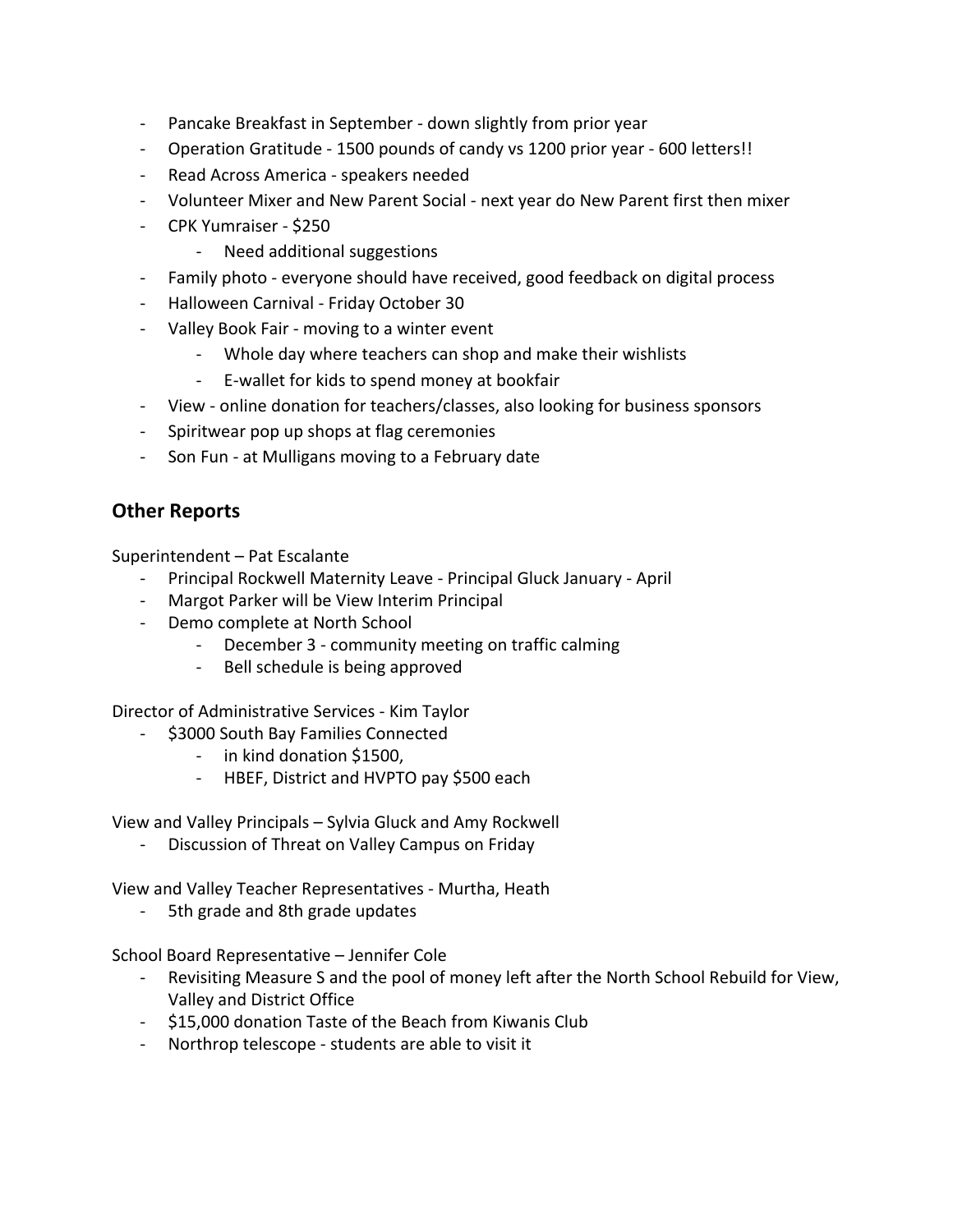- Pancake Breakfast in September - down slightly from prior year
- Operation Gratitude - 1500 pounds of candy vs 1200 prior year - 600 letters!!
- Read Across America - speakers needed
- Volunteer Mixer and New Parent Social - next year do New Parent first then mixer
- CPK Yumraiser - $250
    - Need additional suggestions
- Family photo - everyone should have received, good feedback on digital process
- Halloween Carnival - Friday October 30
- Valley Book Fair - moving to a winter event
    - Whole day where teachers can shop and make their wishlists
    - E-wallet for kids to spend money at bookfair
- View - online donation for teachers/classes, also looking for business sponsors
- Spiritwear pop up shops at flag ceremonies
- Son Fun - at Mulligans moving to a February date

## Other Reports

Superintendent – Pat Escalante

- Principal Rockwell Maternity Leave - Principal Gluck January - April
- Margot Parker will be View Interim Principal
- Demo complete at North School
    - December 3 - community meeting on traffic calming
    - Bell schedule is being approved

Director of Administrative Services - Kim Taylor

- $3000 South Bay Families Connected
    - in kind donation $1500,
    - HBEF, District and HVPTO pay $500 each

View and Valley Principals – Sylvia Gluck and Amy Rockwell

- Discussion of Threat on Valley Campus on Friday

View and Valley Teacher Representatives - Murtha, Heath

- 5th grade and 8th grade updates

School Board Representative – Jennifer Cole

- Revisiting Measure S and the pool of money left after the North School Rebuild for View, Valley and District Office
- $15,000 donation Taste of the Beach from Kiwanis Club
- Northrop telescope - students are able to visit it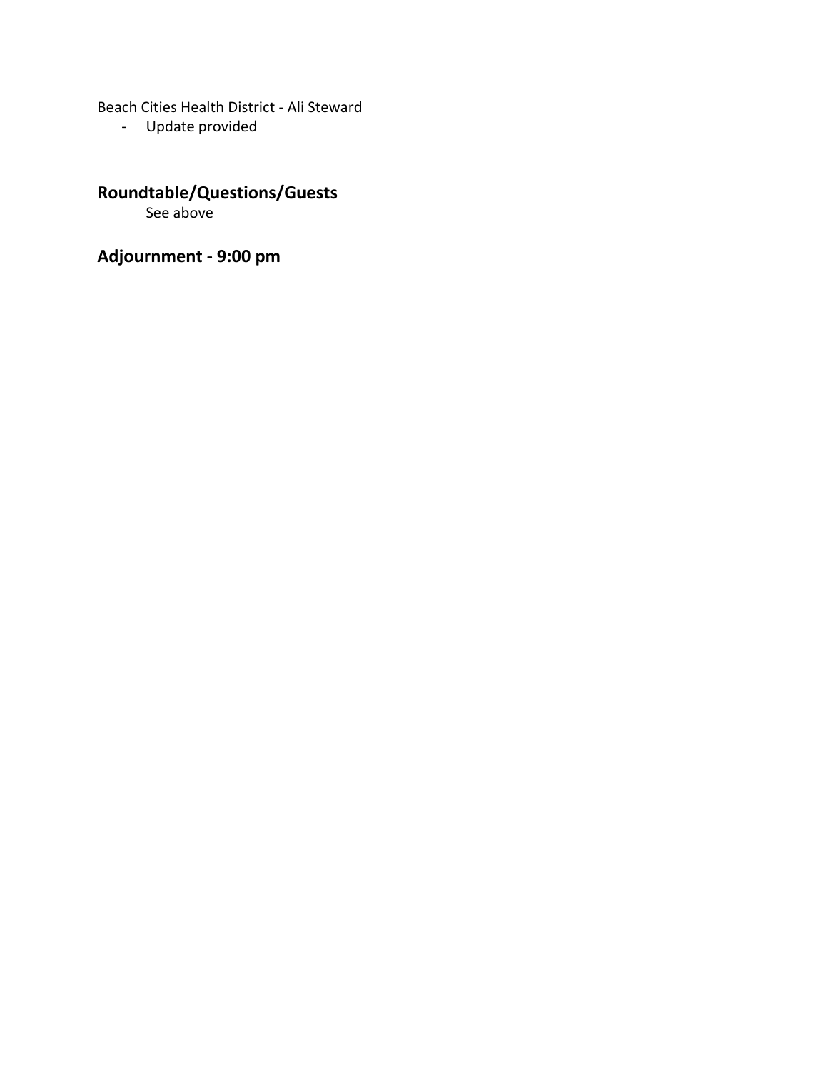Beach Cities Health District - Ali Steward

- Update provided

## Roundtable/Questions/Guests

See above

## Adjournment - 9:00 pm